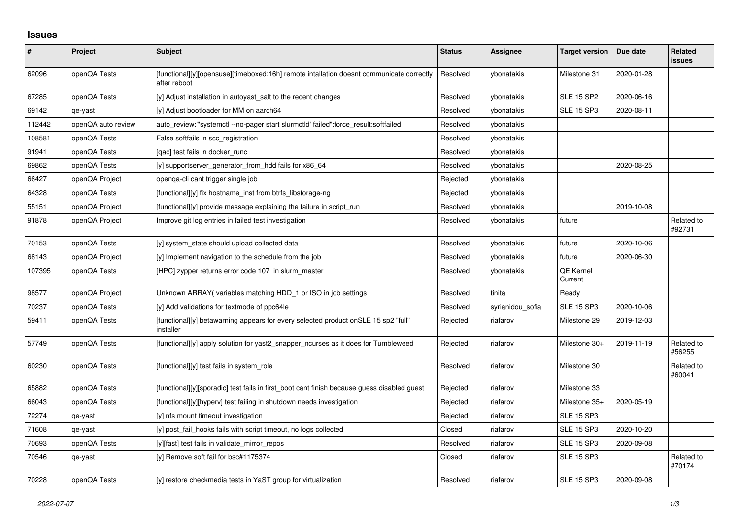# Issues

| # | Project | Subject | Status | Assignee | Target version | Due date | Related issues |
|---|---|---|---|---|---|---|---|
| 62096 | openQA Tests | [functional][y][opensuse][timeboxed:16h] remote intallation doesnt communicate correctly after reboot | Resolved | ybonatakis | Milestone 31 | 2020-01-28 | |
| 67285 | openQA Tests | [y] Adjust installation in autoyast_salt to the recent changes | Resolved | ybonatakis | SLE 15 SP2 | 2020-06-16 | |
| 69142 | qe-yast | [y] Adjust bootloader for MM on aarch64 | Resolved | ybonatakis | SLE 15 SP3 | 2020-08-11 | |
| 112442 | openQA auto review | auto_review:"'systemctl --no-pager start slurmctld' failed":force_result:softfailed | Resolved | ybonatakis | | | |
| 108581 | openQA Tests | False softfails in scc_registration | Resolved | ybonatakis | | | |
| 91941 | openQA Tests | [qac] test fails in docker_runc | Resolved | ybonatakis | | | |
| 69862 | openQA Tests | [y] supportserver_generator_from_hdd fails for x86_64 | Resolved | ybonatakis | | 2020-08-25 | |
| 66427 | openQA Project | openqa-cli cant trigger single job | Rejected | ybonatakis | | | |
| 64328 | openQA Tests | [functional][y] fix hostname_inst from btrfs_libstorage-ng | Rejected | ybonatakis | | | |
| 55151 | openQA Project | [functional][y] provide message explaining the failure in script_run | Resolved | ybonatakis | | 2019-10-08 | |
| 91878 | openQA Project | Improve git log entries in failed test investigation | Resolved | ybonatakis | future | | Related to #92731 |
| 70153 | openQA Tests | [y] system_state should upload collected data | Resolved | ybonatakis | future | 2020-10-06 | |
| 68143 | openQA Project | [y] Implement navigation to the schedule from the job | Resolved | ybonatakis | future | 2020-06-30 | |
| 107395 | openQA Tests | [HPC] zypper returns error code 107 in slurm_master | Resolved | ybonatakis | QE Kernel Current | | |
| 98577 | openQA Project | Unknown ARRAY( variables matching HDD_1 or ISO in job settings | Resolved | tinita | Ready | | |
| 70237 | openQA Tests | [y] Add validations for textmode of ppc64le | Resolved | syrianidou_sofia | SLE 15 SP3 | 2020-10-06 | |
| 59411 | openQA Tests | [functional][y] betawarning appears for every selected product onSLE 15 sp2 "full" installer | Rejected | riafarov | Milestone 29 | 2019-12-03 | |
| 57749 | openQA Tests | [functional][y] apply solution for yast2_snapper_ncurses as it does for Tumbleweed | Rejected | riafarov | Milestone 30+ | 2019-11-19 | Related to #56255 |
| 60230 | openQA Tests | [functional][y] test fails in system_role | Resolved | riafarov | Milestone 30 | | Related to #60041 |
| 65882 | openQA Tests | [functional][y][sporadic] test fails in first_boot cant finish because guess disabled guest | Rejected | riafarov | Milestone 33 | | |
| 66043 | openQA Tests | [functional][y][hyperv] test failing in shutdown needs investigation | Rejected | riafarov | Milestone 35+ | 2020-05-19 | |
| 72274 | qe-yast | [y] nfs mount timeout investigation | Rejected | riafarov | SLE 15 SP3 | | |
| 71608 | qe-yast | [y] post_fail_hooks fails with script timeout, no logs collected | Closed | riafarov | SLE 15 SP3 | 2020-10-20 | |
| 70693 | openQA Tests | [y][fast] test fails in validate_mirror_repos | Resolved | riafarov | SLE 15 SP3 | 2020-09-08 | |
| 70546 | qe-yast | [y] Remove soft fail for bsc#1175374 | Closed | riafarov | SLE 15 SP3 | | Related to #70174 |
| 70228 | openQA Tests | [y] restore checkmedia tests in YaST group for virtualization | Resolved | riafarov | SLE 15 SP3 | 2020-09-08 | |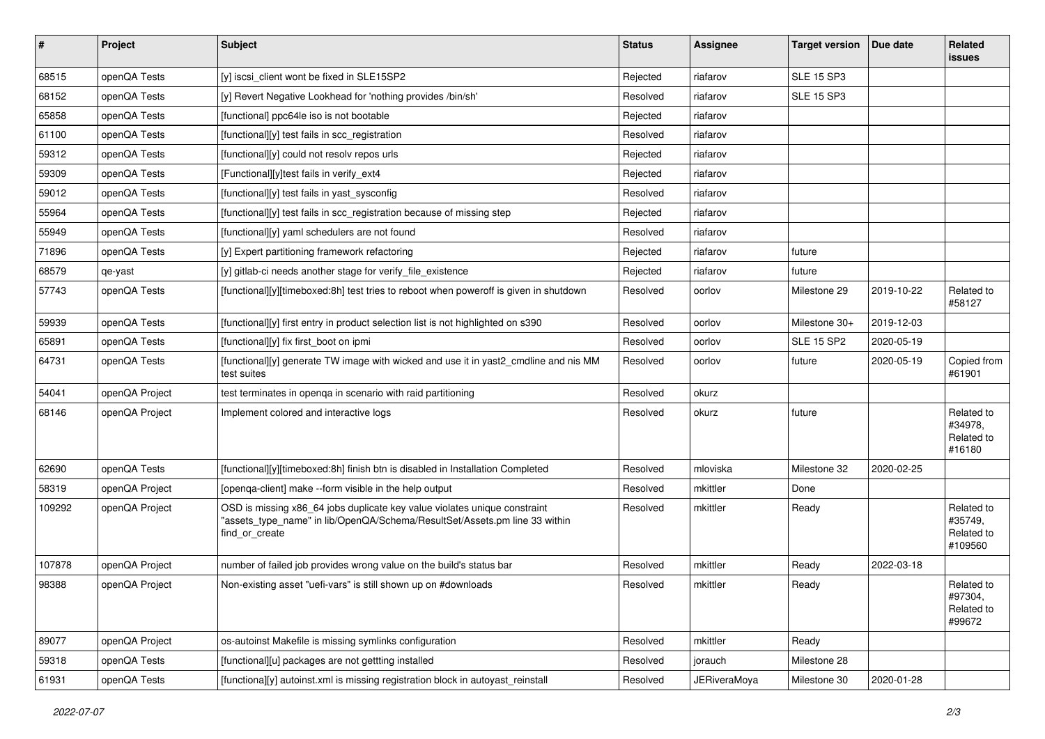| # | Project | Subject | Status | Assignee | Target version | Due date | Related issues |
|---|---|---|---|---|---|---|---|
| 68515 | openQA Tests | [y] iscsi_client wont be fixed in SLE15SP2 | Rejected | riafarov | SLE 15 SP3 | | |
| 68152 | openQA Tests | [y] Revert Negative Lookhead for 'nothing provides /bin/sh' | Resolved | riafarov | SLE 15 SP3 | | |
| 65858 | openQA Tests | [functional] ppc64le iso is not bootable | Rejected | riafarov | | | |
| 61100 | openQA Tests | [functional][y] test fails in scc_registration | Resolved | riafarov | | | |
| 59312 | openQA Tests | [functional][y] could not resolv repos urls | Rejected | riafarov | | | |
| 59309 | openQA Tests | [Functional][y]test fails in verify_ext4 | Rejected | riafarov | | | |
| 59012 | openQA Tests | [functional][y] test fails in yast_sysconfig | Resolved | riafarov | | | |
| 55964 | openQA Tests | [functional][y] test fails in scc_registration because of missing step | Rejected | riafarov | | | |
| 55949 | openQA Tests | [functional][y] yaml schedulers are not found | Resolved | riafarov | | | |
| 71896 | openQA Tests | [y] Expert partitioning framework refactoring | Rejected | riafarov | future | | |
| 68579 | qe-yast | [y] gitlab-ci needs another stage for verify_file_existence | Rejected | riafarov | future | | |
| 57743 | openQA Tests | [functional][y][timeboxed:8h] test tries to reboot when poweroff is given in shutdown | Resolved | oorlov | Milestone 29 | 2019-10-22 | Related to #58127 |
| 59939 | openQA Tests | [functional][y] first entry in product selection list is not highlighted on s390 | Resolved | oorlov | Milestone 30+ | 2019-12-03 | |
| 65891 | openQA Tests | [functional][y] fix first_boot on ipmi | Resolved | oorlov | SLE 15 SP2 | 2020-05-19 | |
| 64731 | openQA Tests | [functional][y] generate TW image with wicked and use it in yast2_cmdline and nis MM test suites | Resolved | oorlov | future | 2020-05-19 | Copied from #61901 |
| 54041 | openQA Project | test terminates in openqa in scenario with raid partitioning | Resolved | okurz | | | |
| 68146 | openQA Project | Implement colored and interactive logs | Resolved | okurz | future | | Related to #34978, Related to #16180 |
| 62690 | openQA Tests | [functional][y][timeboxed:8h] finish btn is disabled in Installation Completed | Resolved | mloviska | Milestone 32 | 2020-02-25 | |
| 58319 | openQA Project | [openqa-client] make --form visible in the help output | Resolved | mkittler | Done | | |
| 109292 | openQA Project | OSD is missing x86_64 jobs duplicate key value violates unique constraint "assets_type_name" in lib/OpenQA/Schema/ResultSet/Assets.pm line 33 within find_or_create | Resolved | mkittler | Ready | | Related to #35749, Related to #109560 |
| 107878 | openQA Project | number of failed job provides wrong value on the build's status bar | Resolved | mkittler | Ready | 2022-03-18 | |
| 98388 | openQA Project | Non-existing asset "uefi-vars" is still shown up on #downloads | Resolved | mkittler | Ready | | Related to #97304, Related to #99672 |
| 89077 | openQA Project | os-autoinst Makefile is missing symlinks configuration | Resolved | mkittler | Ready | | |
| 59318 | openQA Tests | [functional][u] packages are not gettting installed | Resolved | jorauch | Milestone 28 | | |
| 61931 | openQA Tests | [functional][y] autoinst.xml is missing registration block in autoyast_reinstall | Resolved | JERiveraMoya | Milestone 30 | 2020-01-28 | |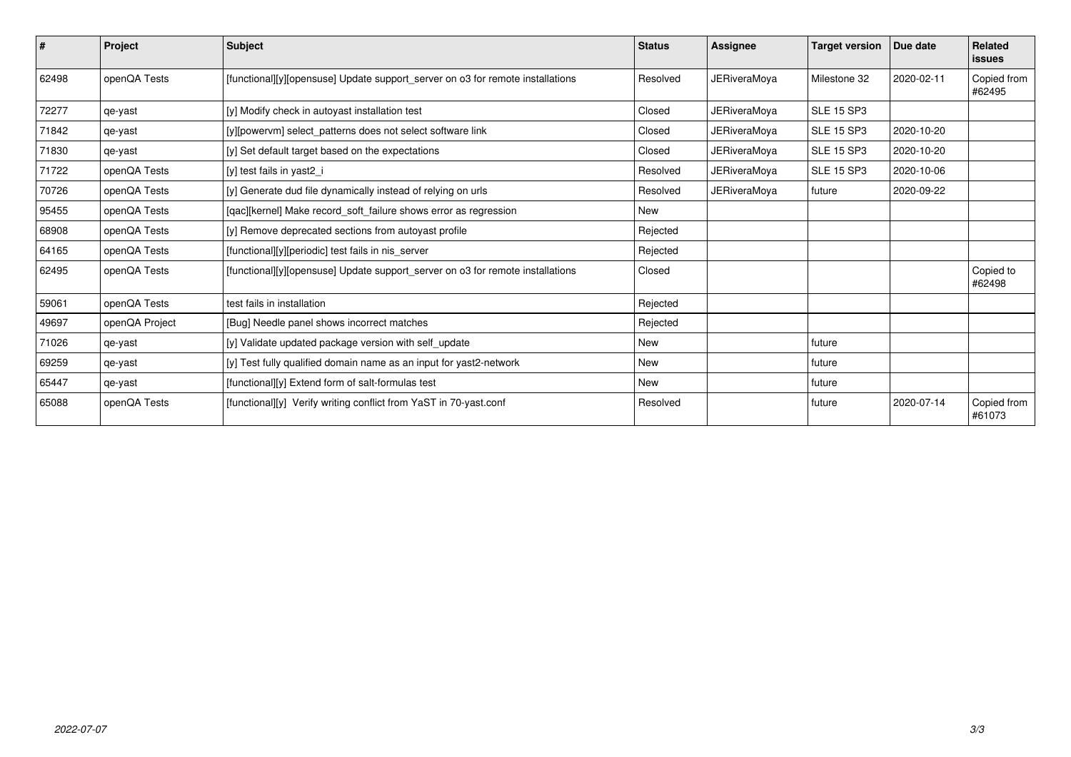| # | Project | Subject | Status | Assignee | Target version | Due date | Related issues |
| --- | --- | --- | --- | --- | --- | --- | --- |
| 62498 | openQA Tests | [functional][y][opensuse] Update support_server on o3 for remote installations | Resolved | JERiveraMoya | Milestone 32 | 2020-02-11 | Copied from #62495 |
| 72277 | qe-yast | [y] Modify check in autoyast installation test | Closed | JERiveraMoya | SLE 15 SP3 | | |
| 71842 | qe-yast | [y][powervm] select_patterns does not select software link | Closed | JERiveraMoya | SLE 15 SP3 | 2020-10-20 | |
| 71830 | qe-yast | [y] Set default target based on the expectations | Closed | JERiveraMoya | SLE 15 SP3 | 2020-10-20 | |
| 71722 | openQA Tests | [y] test fails in yast2_i | Resolved | JERiveraMoya | SLE 15 SP3 | 2020-10-06 | |
| 70726 | openQA Tests | [y] Generate dud file dynamically instead of relying on urls | Resolved | JERiveraMoya | future | 2020-09-22 | |
| 95455 | openQA Tests | [qac][kernel] Make record_soft_failure shows error as regression | New | | | | |
| 68908 | openQA Tests | [y] Remove deprecated sections from autoyast profile | Rejected | | | | |
| 64165 | openQA Tests | [functional][y][periodic] test fails in nis_server | Rejected | | | | |
| 62495 | openQA Tests | [functional][y][opensuse] Update support_server on o3 for remote installations | Closed | | | | Copied to #62498 |
| 59061 | openQA Tests | test fails in installation | Rejected | | | | |
| 49697 | openQA Project | [Bug] Needle panel shows incorrect matches | Rejected | | | | |
| 71026 | qe-yast | [y] Validate updated package version with self_update | New | | future | | |
| 69259 | qe-yast | [y] Test fully qualified domain name as an input for yast2-network | New | | future | | |
| 65447 | qe-yast | [functional][y] Extend form of salt-formulas test | New | | future | | |
| 65088 | openQA Tests | [functional][y] Verify writing conflict from YaST in 70-yast.conf | Resolved | | future | 2020-07-14 | Copied from #61073 |